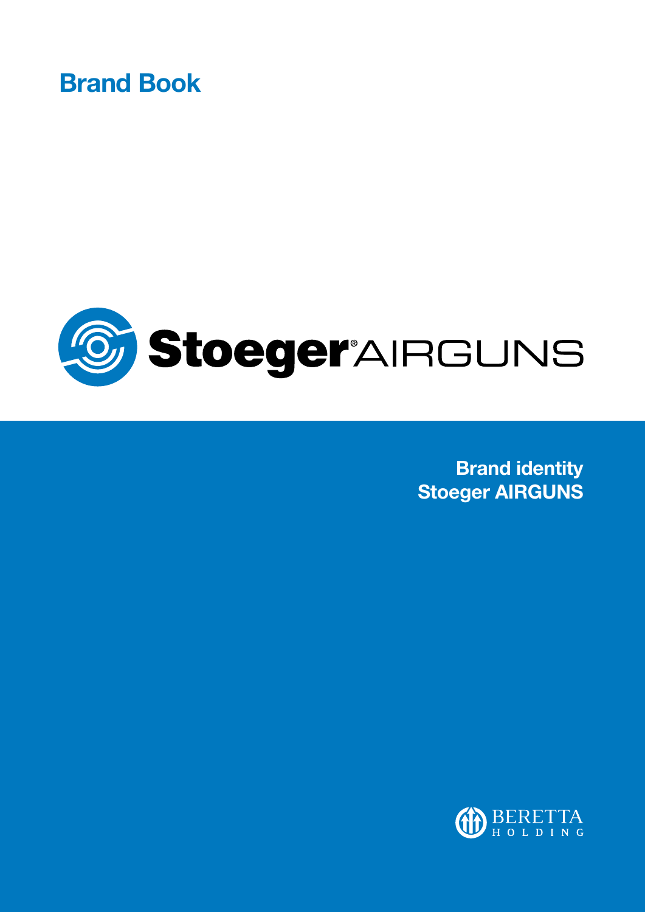# Brand Book

Stoeger® AIRGUNS

**Brand identity**
**Stoeger AIRGUNS**

BERETTA HOLDING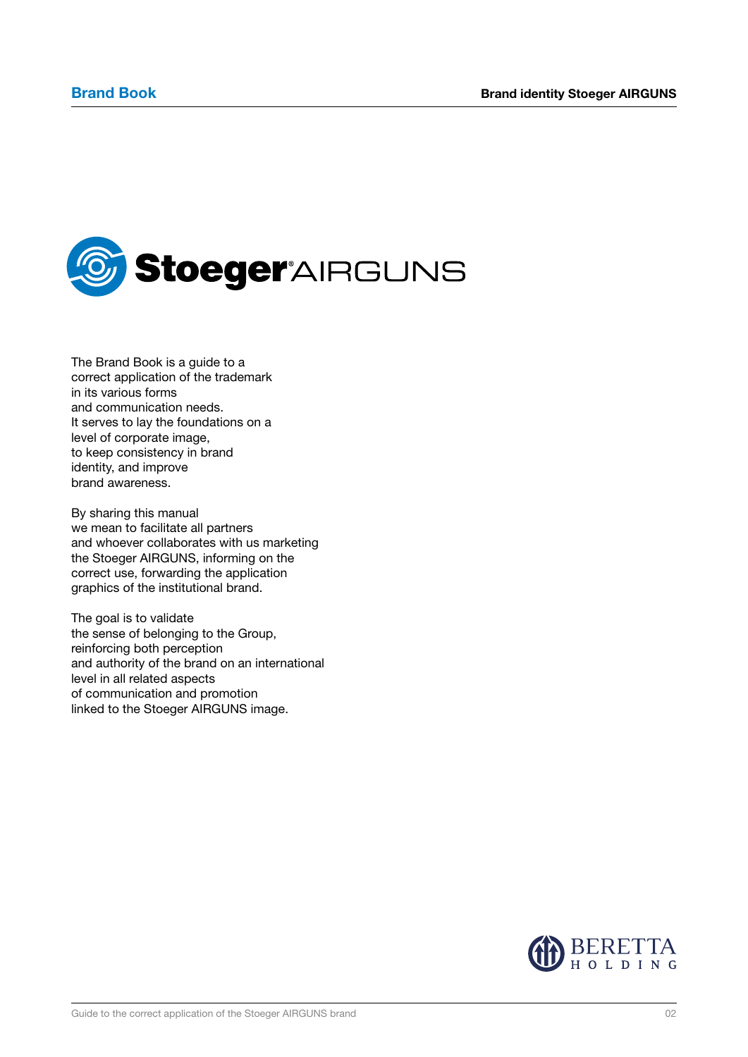The Brand Book is a guide to a correct application of the trademark in its various forms and communication needs. It serves to lay the foundations on a level of corporate image, to keep consistency in brand identity, and improve brand awareness.

By sharing this manual we mean to facilitate all partners and whoever collaborates with us marketing the Stoeger AIRGUNS, informing on the correct use, forwarding the application graphics of the institutional brand.

The goal is to validate the sense of belonging to the Group, reinforcing both perception and authority of the brand on an international level in all related aspects of communication and promotion linked to the Stoeger AIRGUNS image.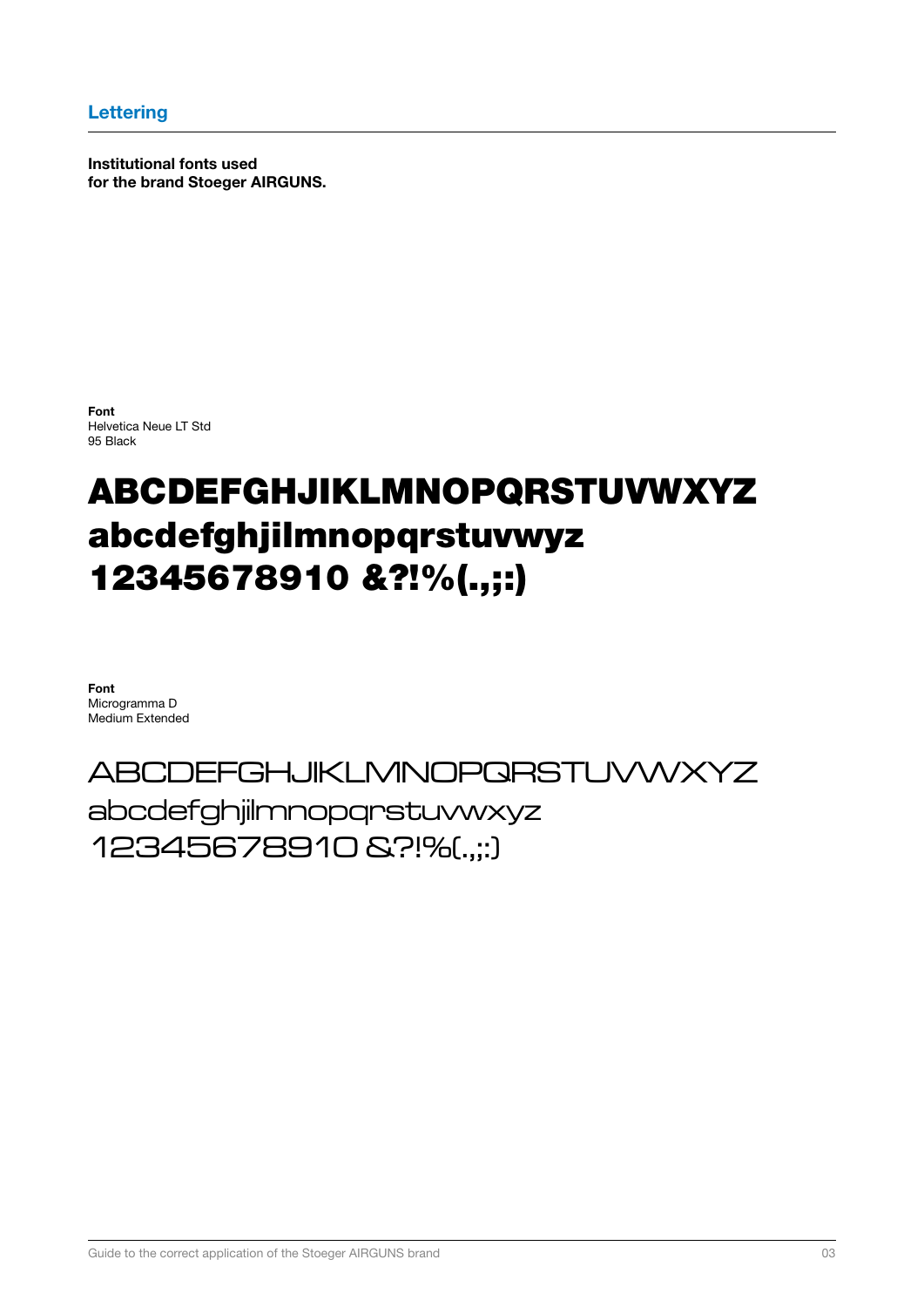## Lettering

**Institutional fonts used for the brand Stoeger AIRGUNS.**

**Font**
Helvetica Neue LT Std
95 Black

**ABCDEFGHJIKLMNOPQRSTUVWXYZ**
**abcdefghjilmnopqrstuvwyz**
**12345678910 &?!%(.,;:)**

**Font**
Microgramma D
Medium Extended

ABCDEFGHJIKLMNOPQRSTUVWXYZ
abcdefghjilmnopqrstuvwxyz
12345678910 &?!%(.,;:)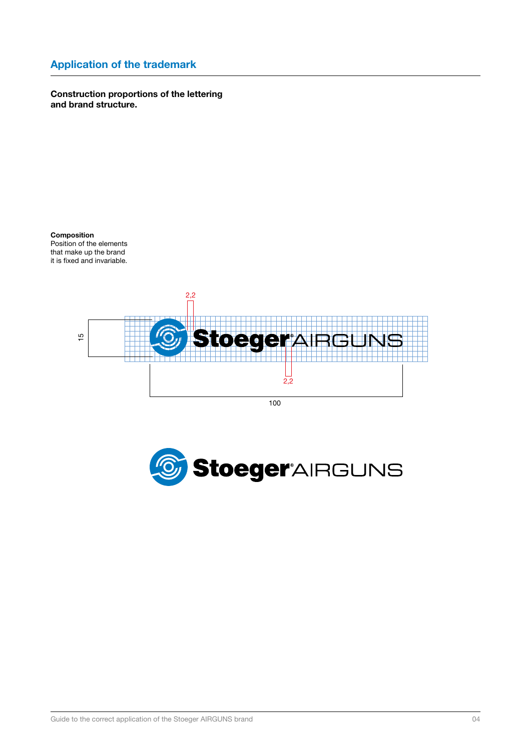## Application of the trademark

**Construction proportions of the lettering and brand structure.**

**Composition**
Position of the elements that make up the brand it is fixed and invariable.

2,2

15

2,2

100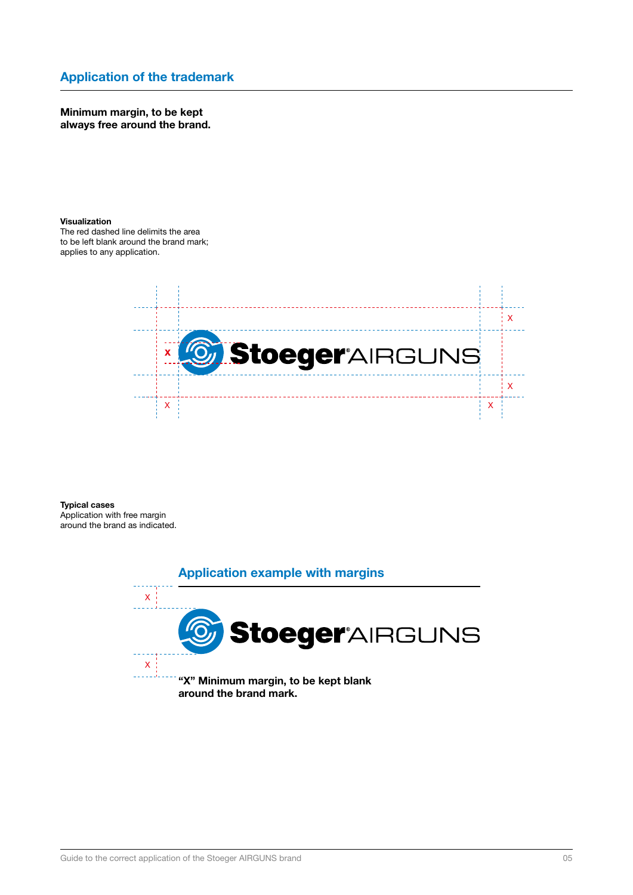## Application of the trademark

**Minimum margin, to be kept always free around the brand.**

**Visualization**
The red dashed line delimits the area to be left blank around the brand mark; applies to any application.

**Typical cases**
Application with free margin around the brand as indicated.

## Application example with margins

**"X" Minimum margin, to be kept blank around the brand mark.**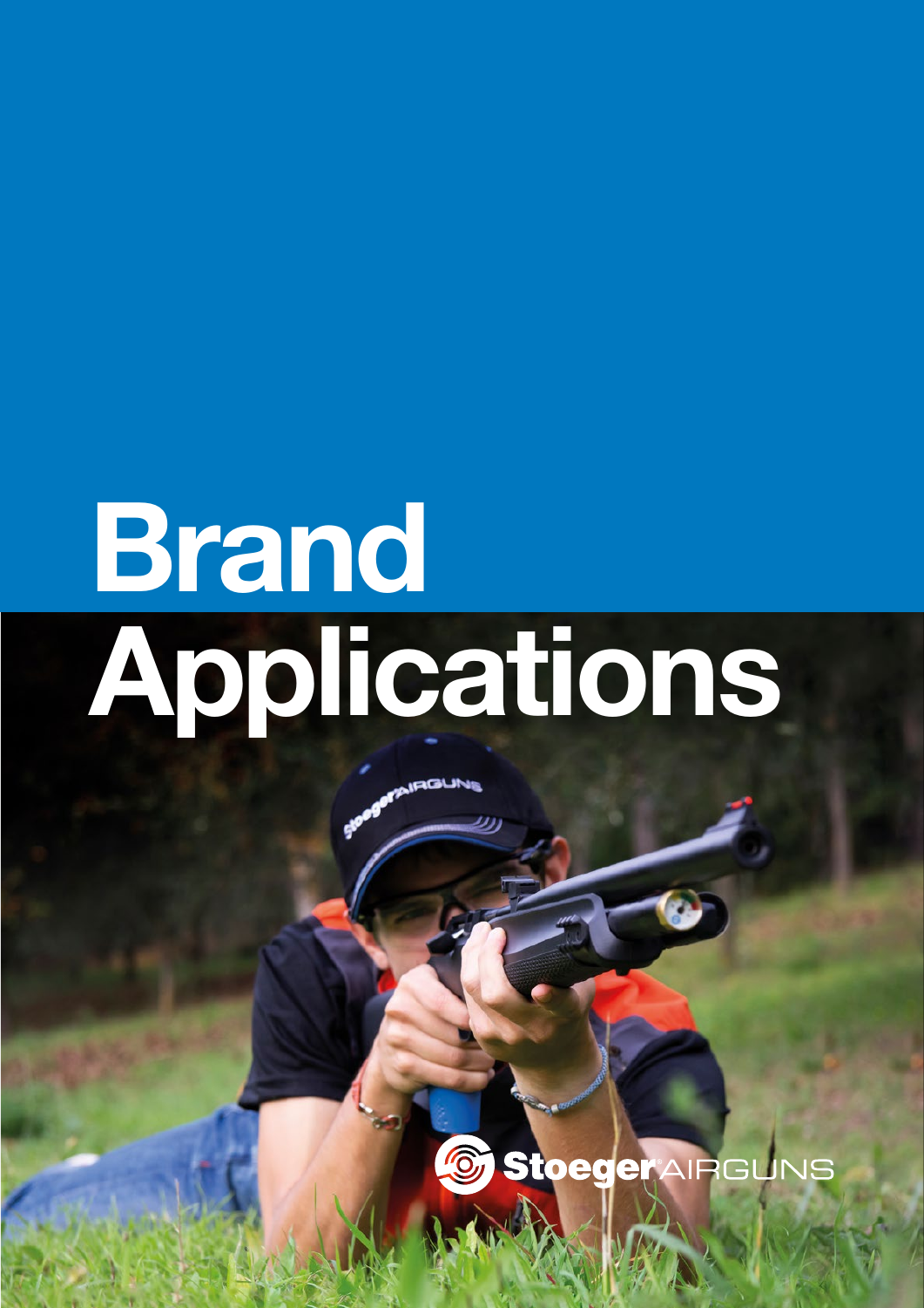# Brand Applications

Stoeger AIRGUNS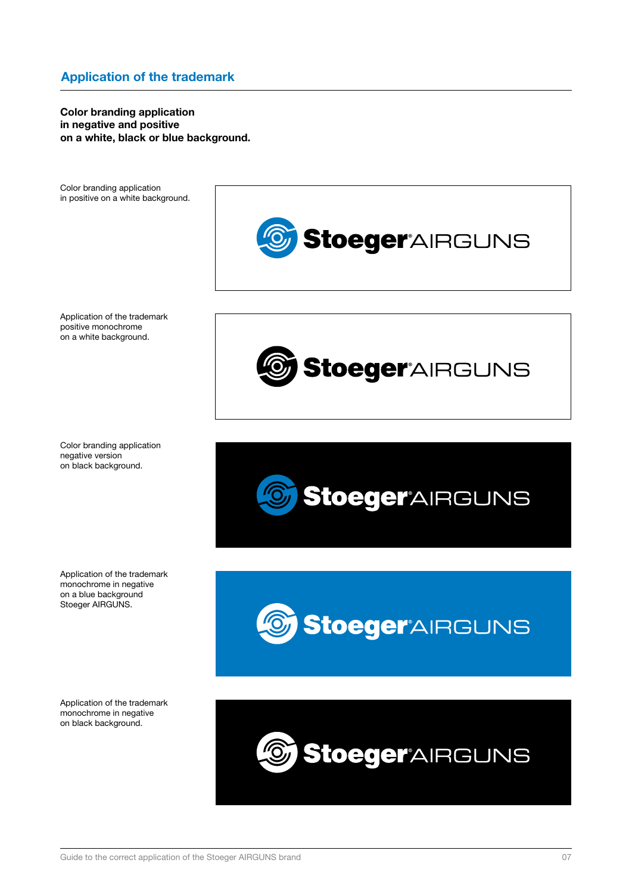## Application of the trademark

**Color branding application in negative and positive on a white, black or blue background.**

Color branding application in positive on a white background.

Application of the trademark positive monochrome on a white background.

Color branding application negative version on black background.

Application of the trademark monochrome in negative on a blue background Stoeger AIRGUNS.

Application of the trademark monochrome in negative on black background.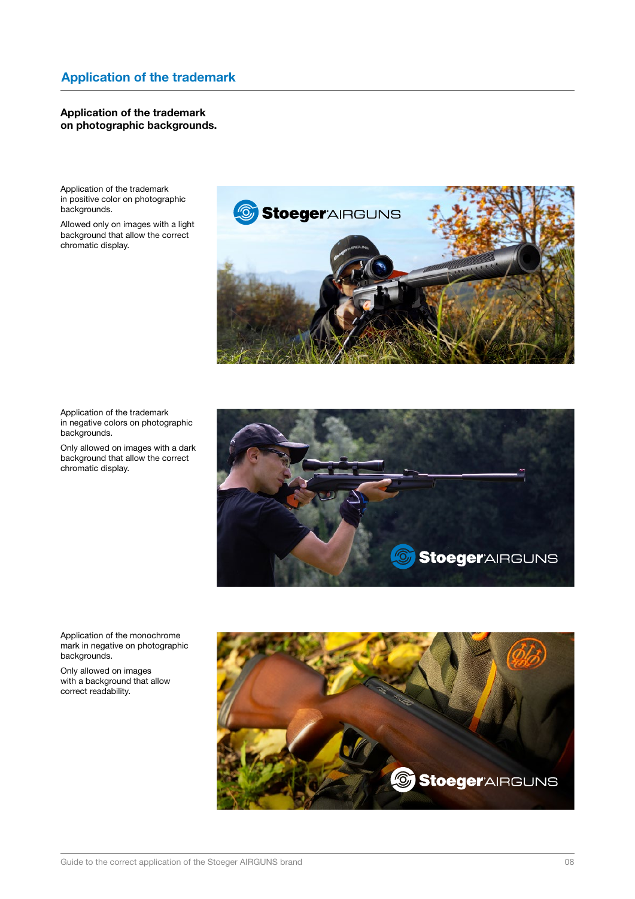## Application of the trademark

### Application of the trademark on photographic backgrounds.

Application of the trademark in positive color on photographic backgrounds.

Allowed only on images with a light background that allow the correct chromatic display.

Application of the trademark in negative colors on photographic backgrounds.

Only allowed on images with a dark background that allow the correct chromatic display.

Application of the monochrome mark in negative on photographic backgrounds.

Only allowed on images with a background that allow correct readability.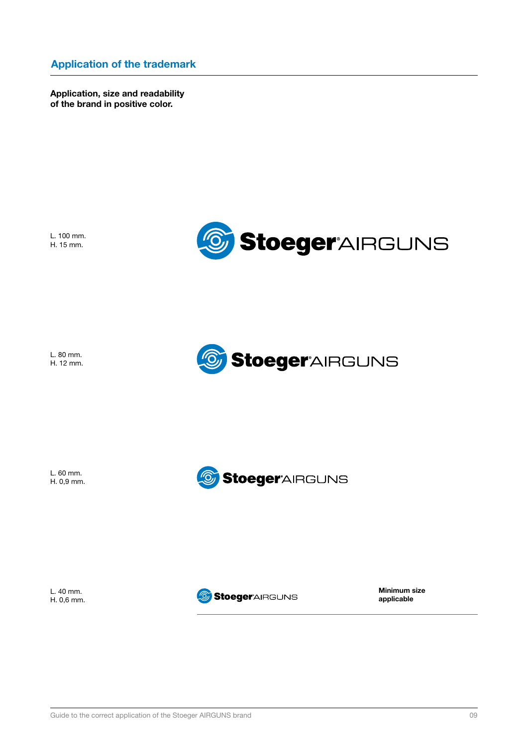## Application of the trademark

**Application, size and readability of the brand in positive color.**

L. 100 mm.
H. 15 mm.

L. 80 mm.
H. 12 mm.

L. 60 mm.
H. 0,9 mm.

L. 40 mm.
H. 0,6 mm.

**Minimum size applicable**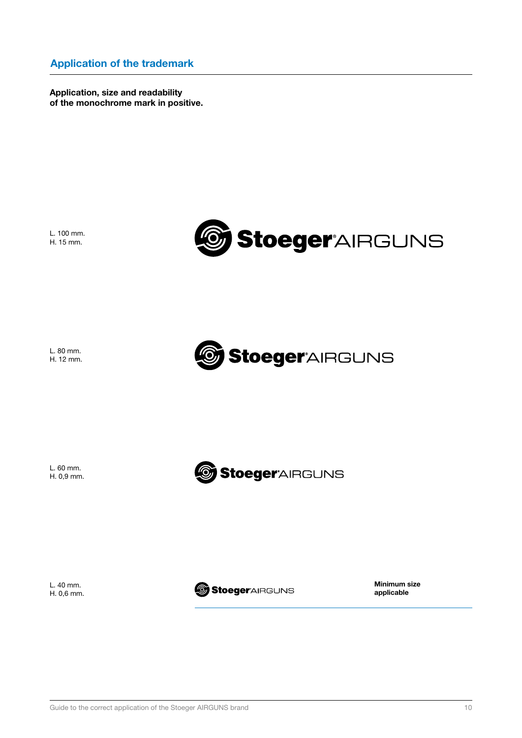## Application of the trademark

**Application, size and readability of the monochrome mark in positive.**

L. 100 mm.
H. 15 mm.

L. 80 mm.
H. 12 mm.

L. 60 mm.
H. 0,9 mm.

L. 40 mm.
H. 0,6 mm.

**Minimum size applicable**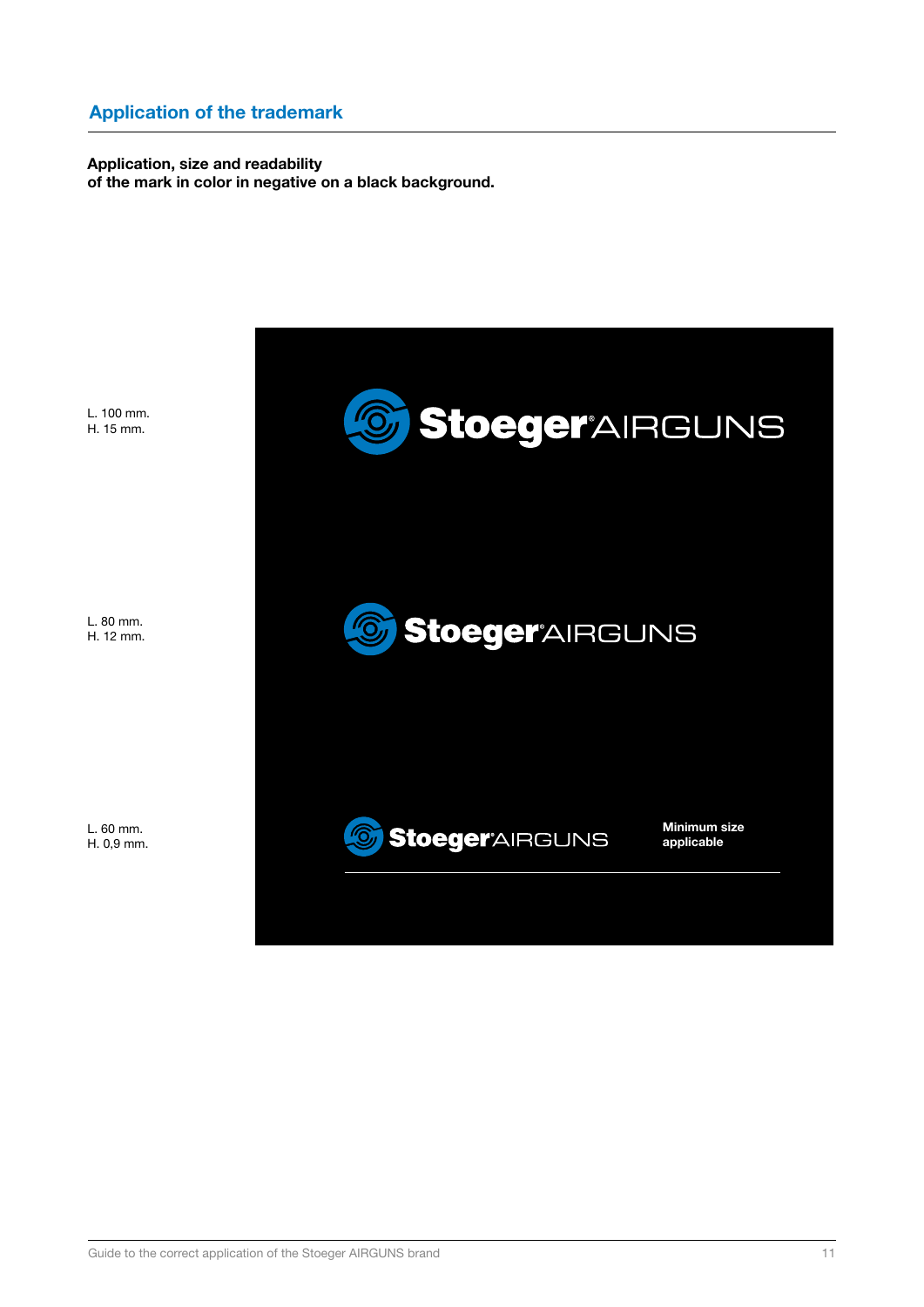## Application of the trademark

**Application, size and readability
of the mark in color in negative on a black background.**

L. 100 mm.
H. 15 mm.

L. 80 mm.
H. 12 mm.

L. 60 mm.
H. 0,9 mm.

**Minimum size applicable**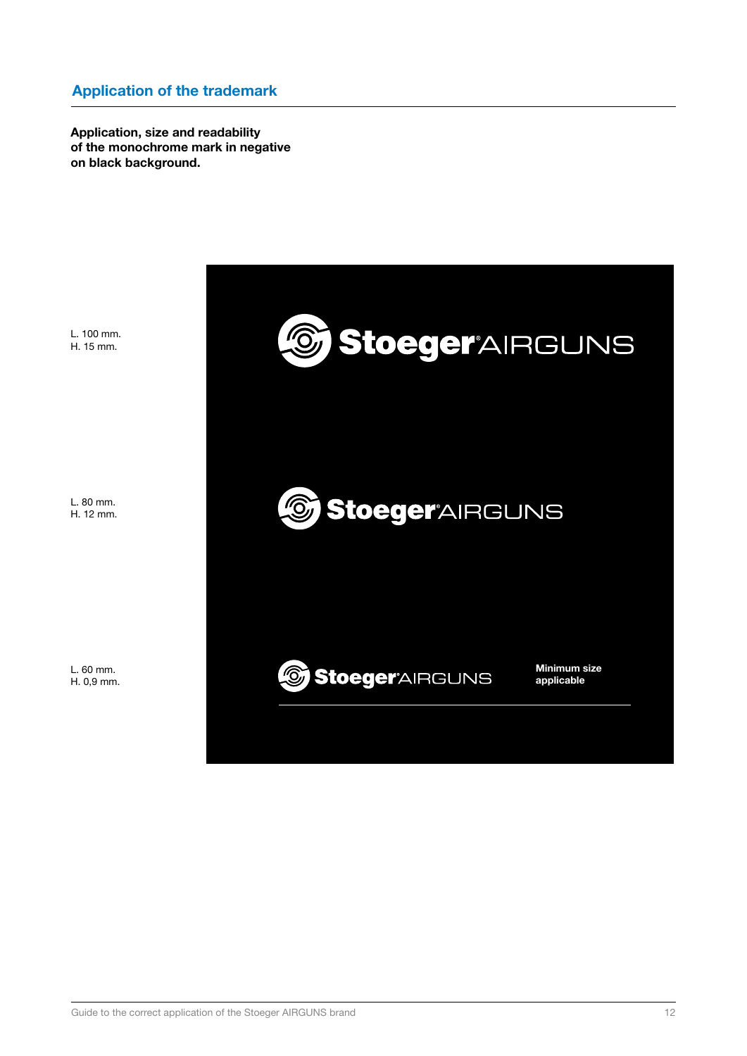## Application of the trademark

**Application, size and readability of the monochrome mark in negative on black background.**

L. 100 mm.
H. 15 mm.

L. 80 mm.
H. 12 mm.

L. 60 mm.
H. 0,9 mm.

**Minimum size applicable**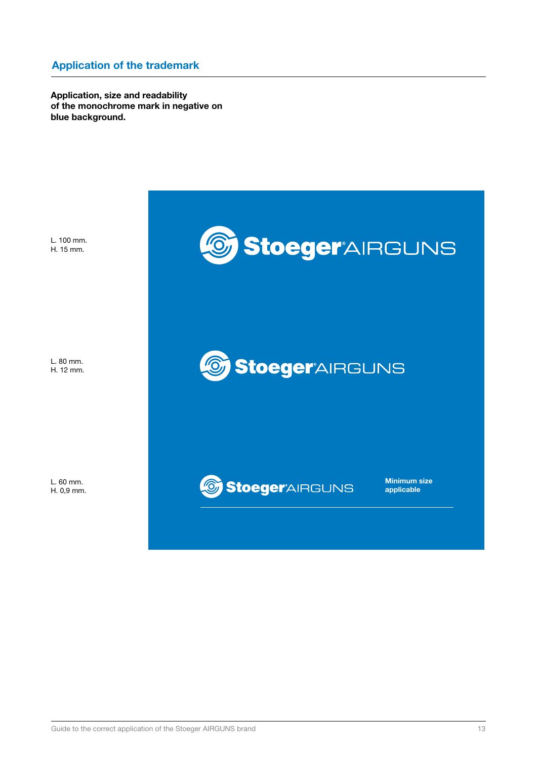## Application of the trademark

**Application, size and readability of the monochrome mark in negative on blue background.**

L. 100 mm.
H. 15 mm.

L. 80 mm.
H. 12 mm.

L. 60 mm.
H. 0,9 mm.

**Minimum size applicable**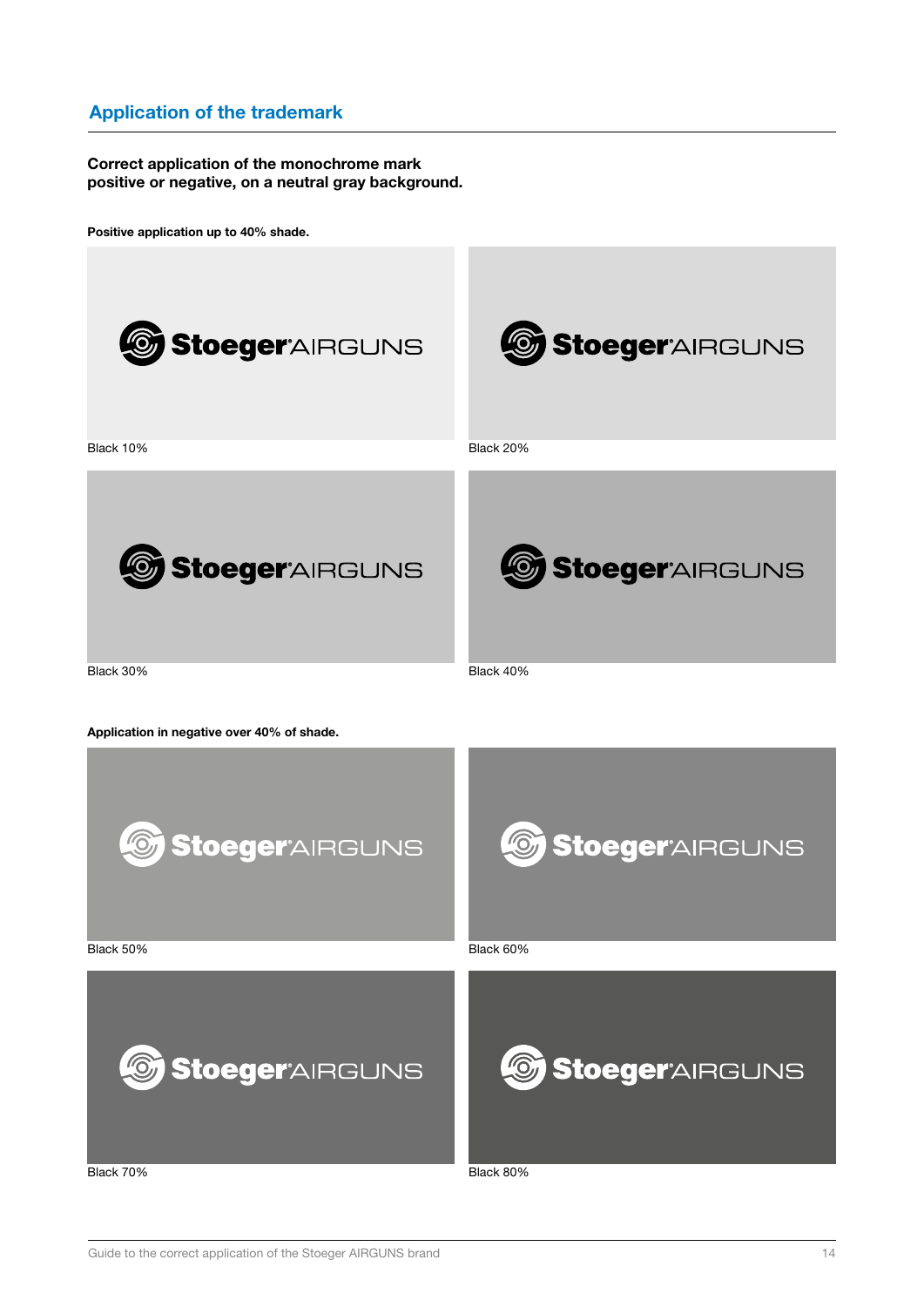## Application of the trademark

**Correct application of the monochrome mark positive or negative, on a neutral gray background.**

**Positive application up to 40% shade.**

StoegerAIRGUNS

Black 10%

StoegerAIRGUNS

Black 20%

StoegerAIRGUNS

Black 30%

StoegerAIRGUNS

Black 40%

**Application in negative over 40% of shade.**

StoegerAIRGUNS

Black 50%

StoegerAIRGUNS

Black 60%

StoegerAIRGUNS

Black 70%

StoegerAIRGUNS

Black 80%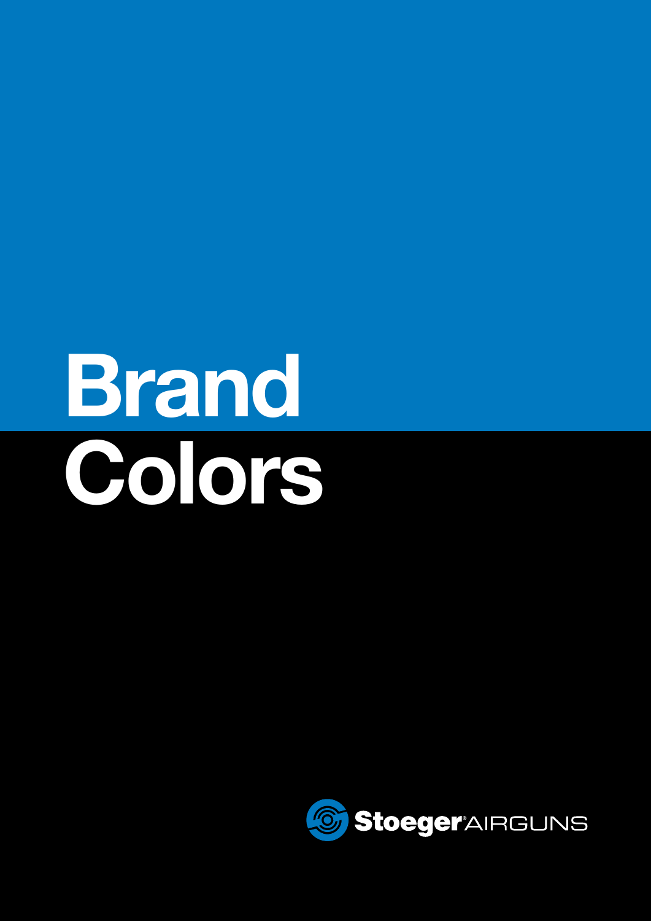# Brand Colors

Stoeger® AIRGUNS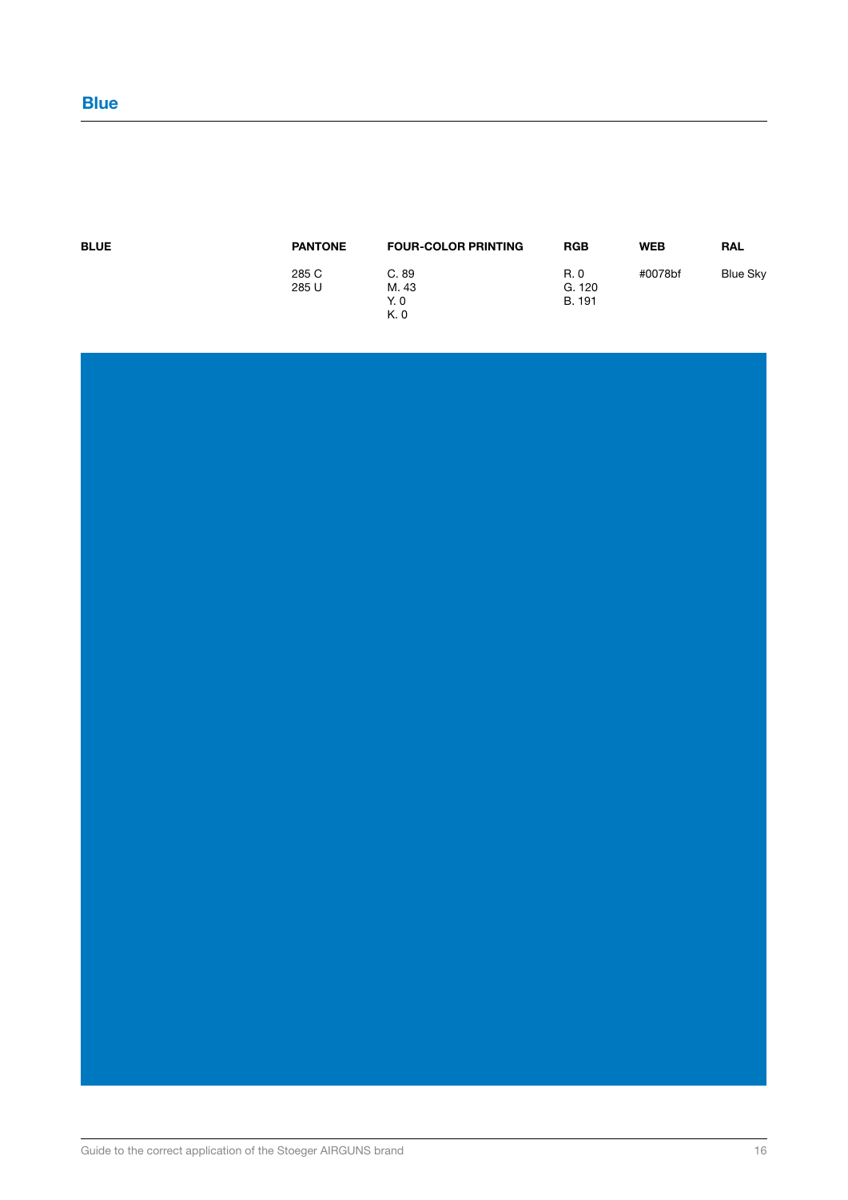## Blue

| BLUE | PANTONE | FOUR-COLOR PRINTING | RGB | WEB | RAL |
|---|---|---|---|---|---|
| | 285 C<br>285 U | C. 89<br>M. 43<br>Y. 0<br>K. 0 | R. 0<br>G. 120<br>B. 191 | #0078bf | Blue Sky |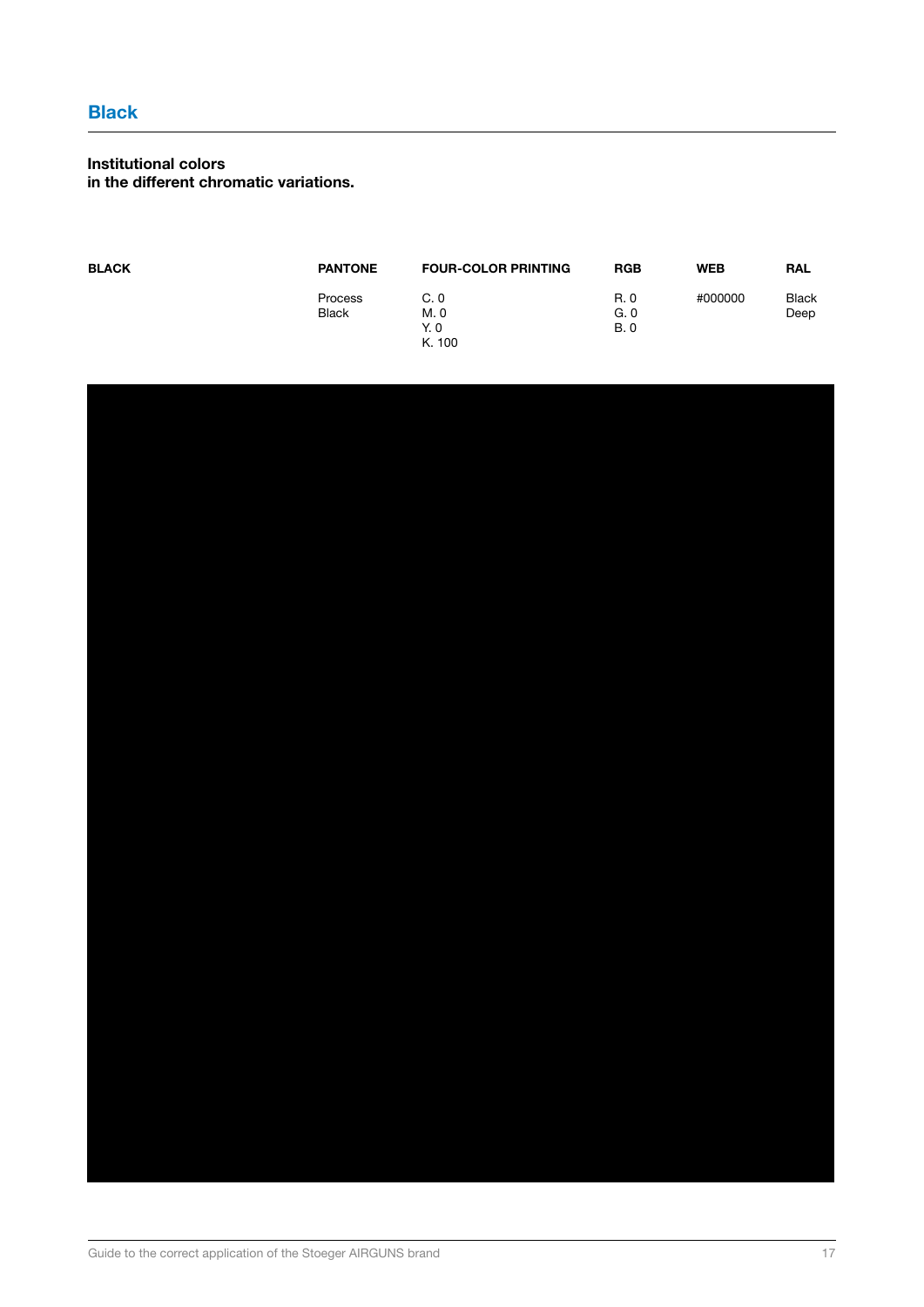# Black

**Institutional colors in the different chromatic variations.**

| BLACK | PANTONE | FOUR-COLOR PRINTING | RGB | WEB | RAL |
| --- | --- | --- | --- | --- | --- |
| | Process Black | C. 0<br>M. 0<br>Y. 0<br>K. 100 | R. 0<br>G. 0<br>B. 0 | #000000 | Black Deep |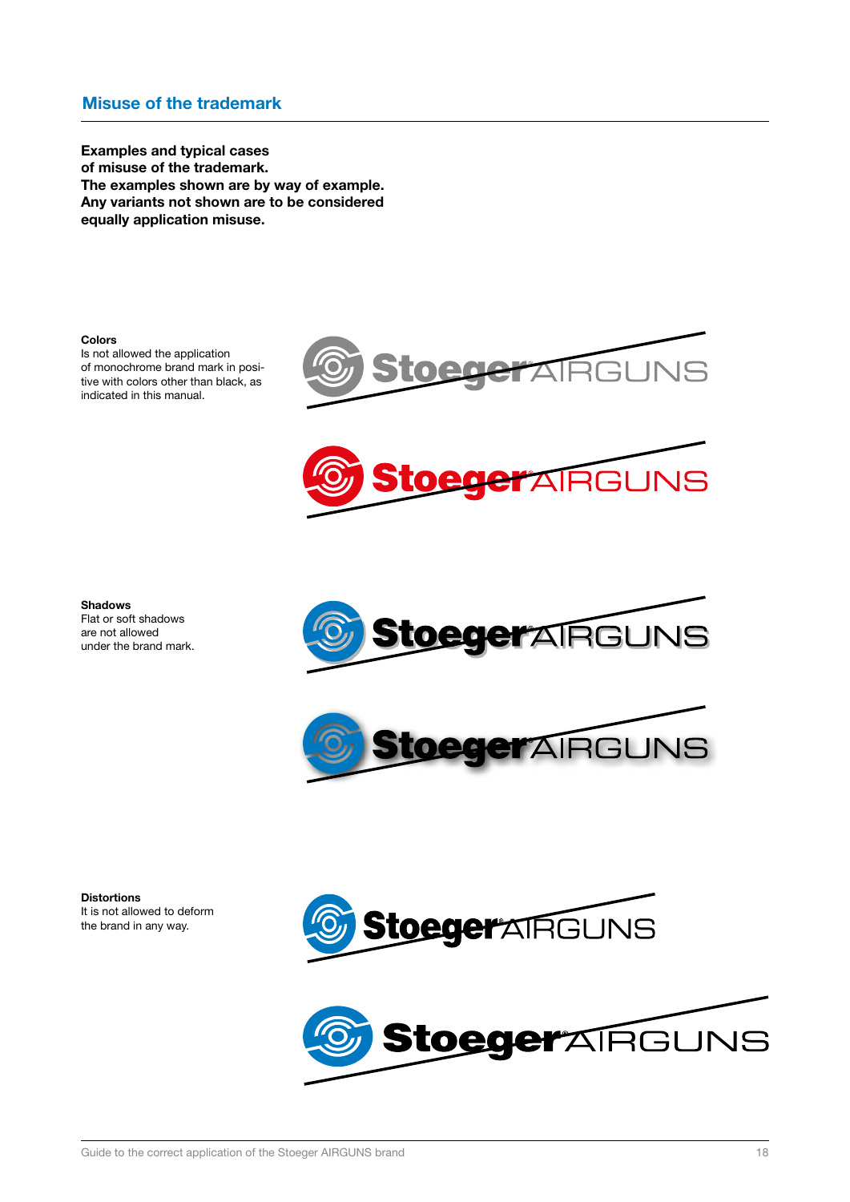## Misuse of the trademark

**Examples and typical cases of misuse of the trademark. The examples shown are by way of example. Any variants not shown are to be considered equally application misuse.**

**Colors**
Is not allowed the application of monochrome brand mark in positive with colors other than black, as indicated in this manual.

**Shadows**
Flat or soft shadows are not allowed under the brand mark.

**Distortions**
It is not allowed to deform the brand in any way.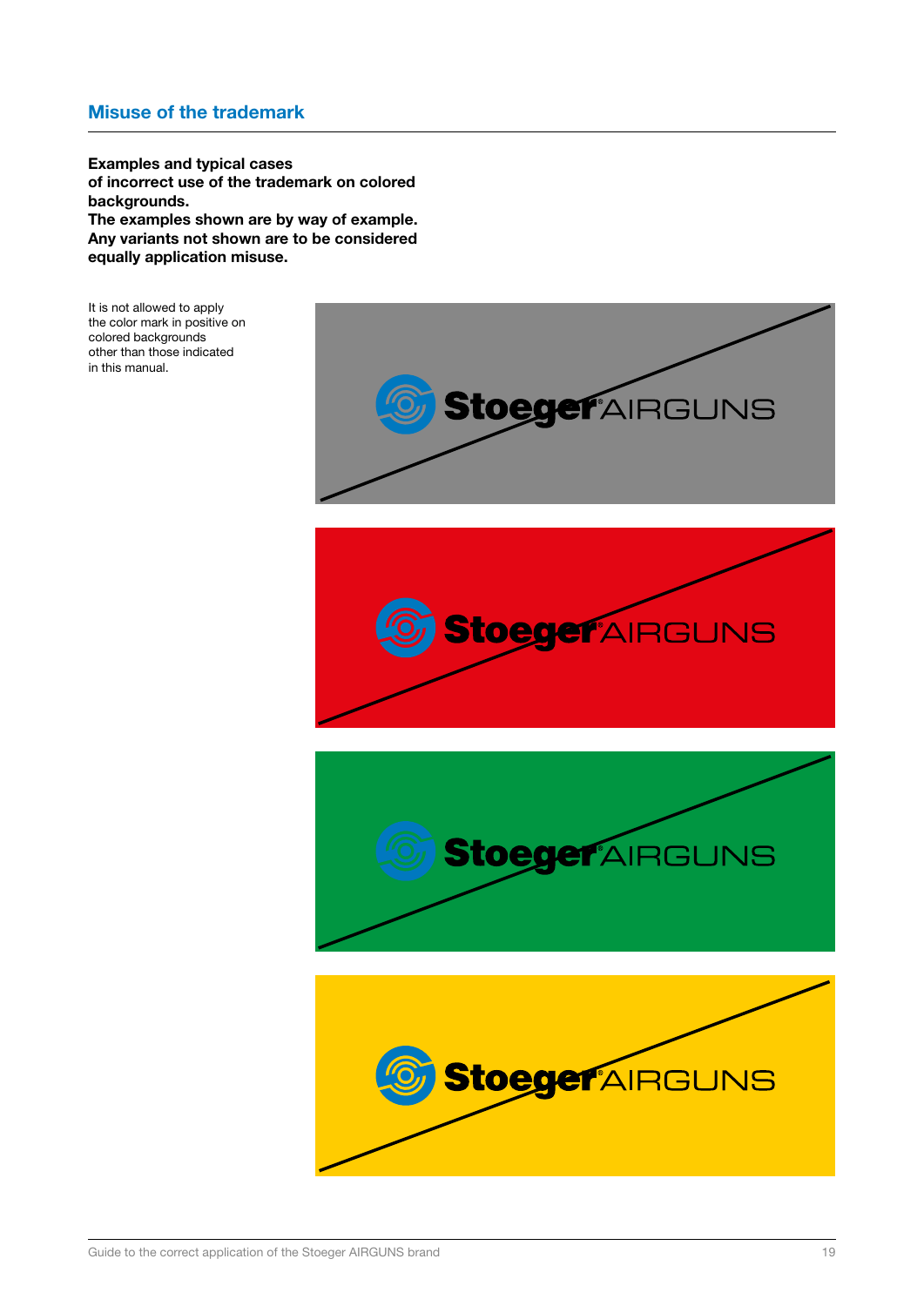## Misuse of the trademark

**Examples and typical cases of incorrect use of the trademark on colored backgrounds. The examples shown are by way of example. Any variants not shown are to be considered equally application misuse.**

It is not allowed to apply the color mark in positive on colored backgrounds other than those indicated in this manual.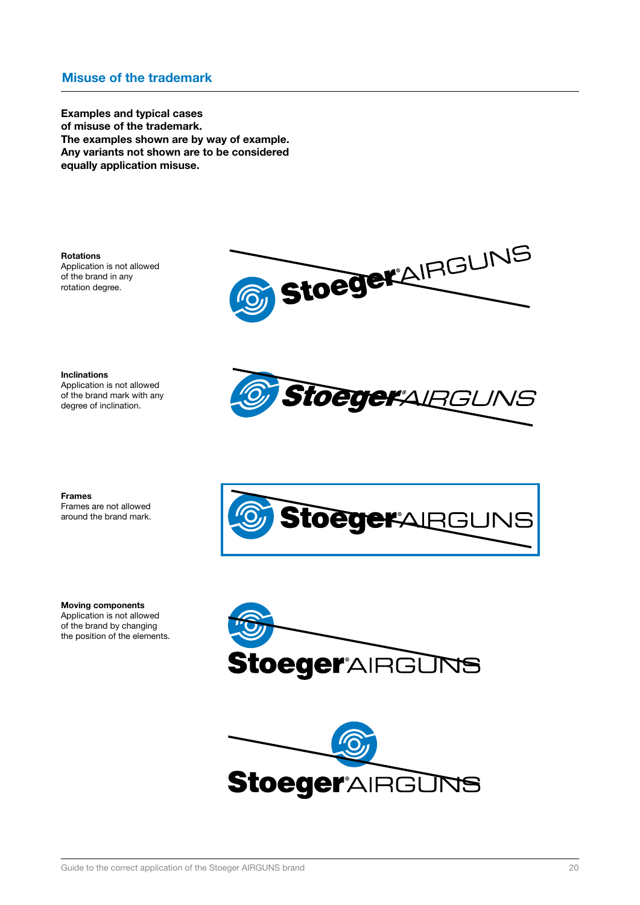## Misuse of the trademark

**Examples and typical cases of misuse of the trademark.**
**The examples shown are by way of example.**
**Any variants not shown are to be considered equally application misuse.**

**Rotations**
Application is not allowed of the brand in any rotation degree.

**Inclinations**
Application is not allowed of the brand mark with any degree of inclination.

**Frames**
Frames are not allowed around the brand mark.

**Moving components**
Application is not allowed of the brand by changing the position of the elements.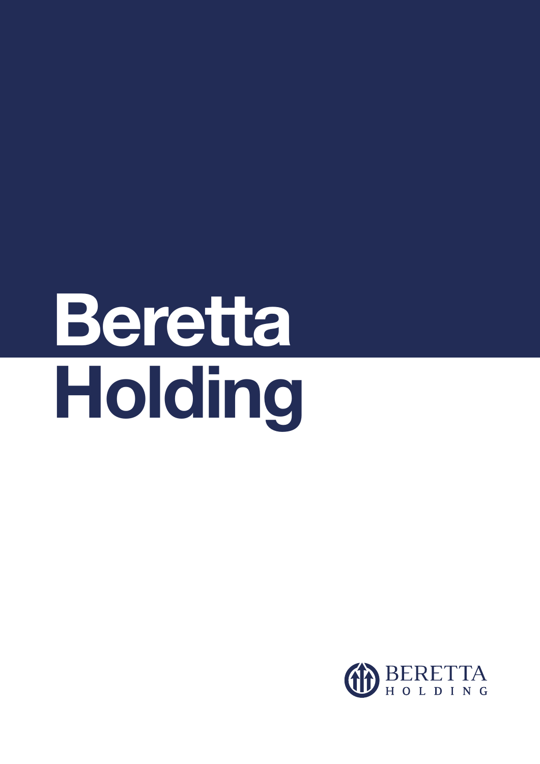# Beretta Holding

BERETTA
HOLDING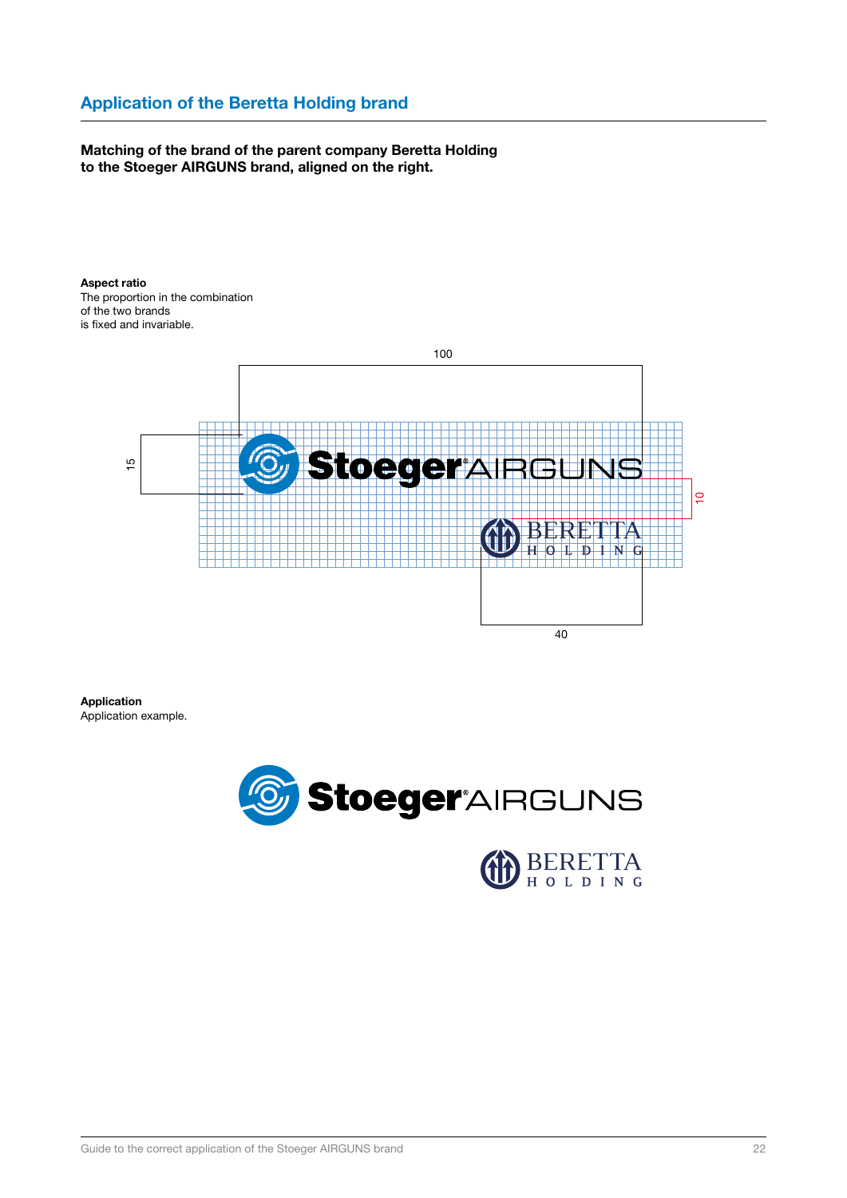## Application of the Beretta Holding brand

**Matching of the brand of the parent company Beretta Holding to the Stoeger AIRGUNS brand, aligned on the right.**

**Aspect ratio**
The proportion in the combination of the two brands is fixed and invariable.

100

15

10

40

**Application**
Application example.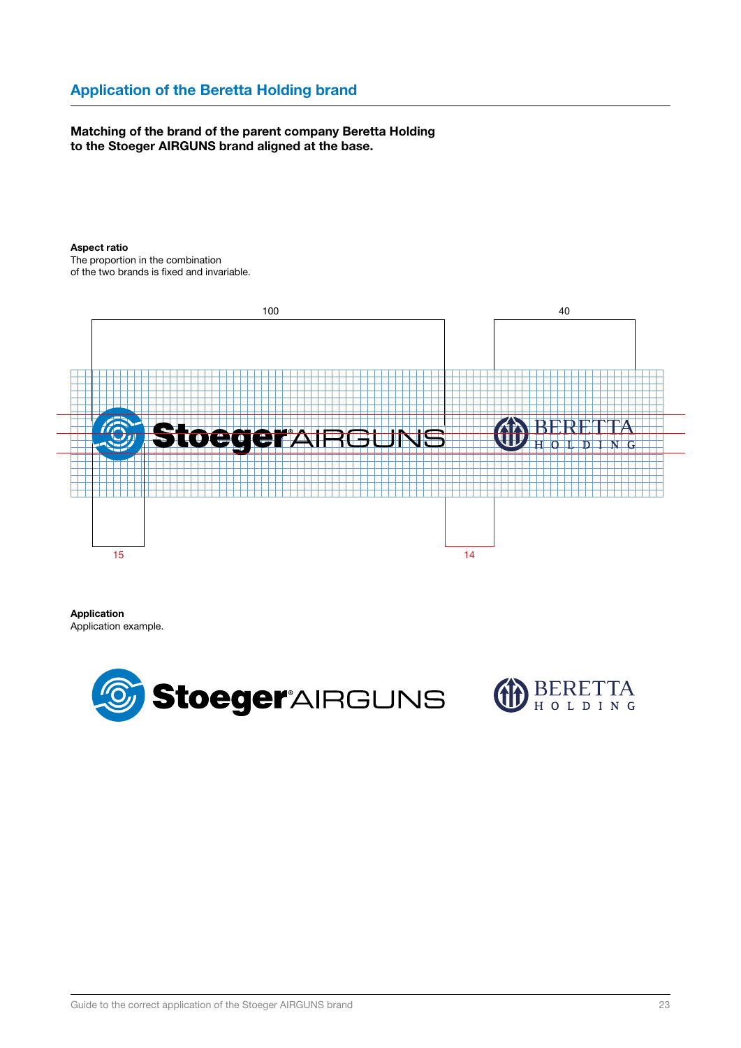## Application of the Beretta Holding brand

**Matching of the brand of the parent company Beretta Holding to the Stoeger AIRGUNS brand aligned at the base.**

**Aspect ratio**
The proportion in the combination of the two brands is fixed and invariable.

100

40

15

14

**Application**
Application example.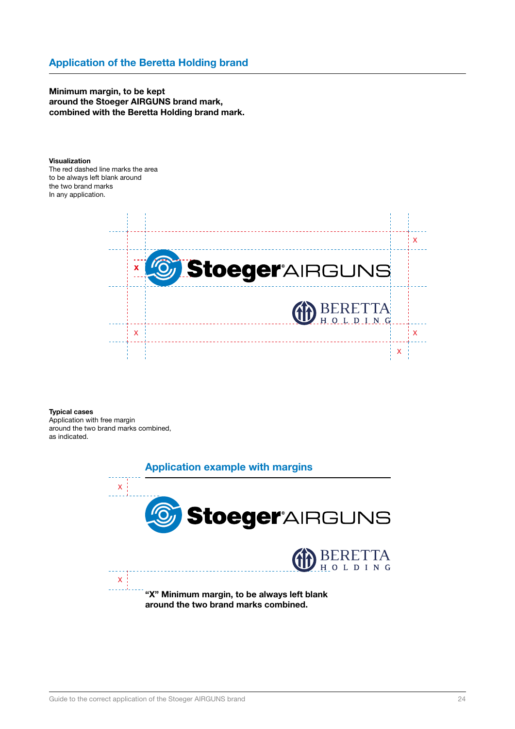## Application of the Beretta Holding brand

**Minimum margin, to be kept around the Stoeger AIRGUNS brand mark, combined with the Beretta Holding brand mark.**

**Visualization**
The red dashed line marks the area to be always left blank around the two brand marks
In any application.

**Typical cases**
Application with free margin around the two brand marks combined, as indicated.

### Application example with margins

**"X" Minimum margin, to be always left blank around the two brand marks combined.**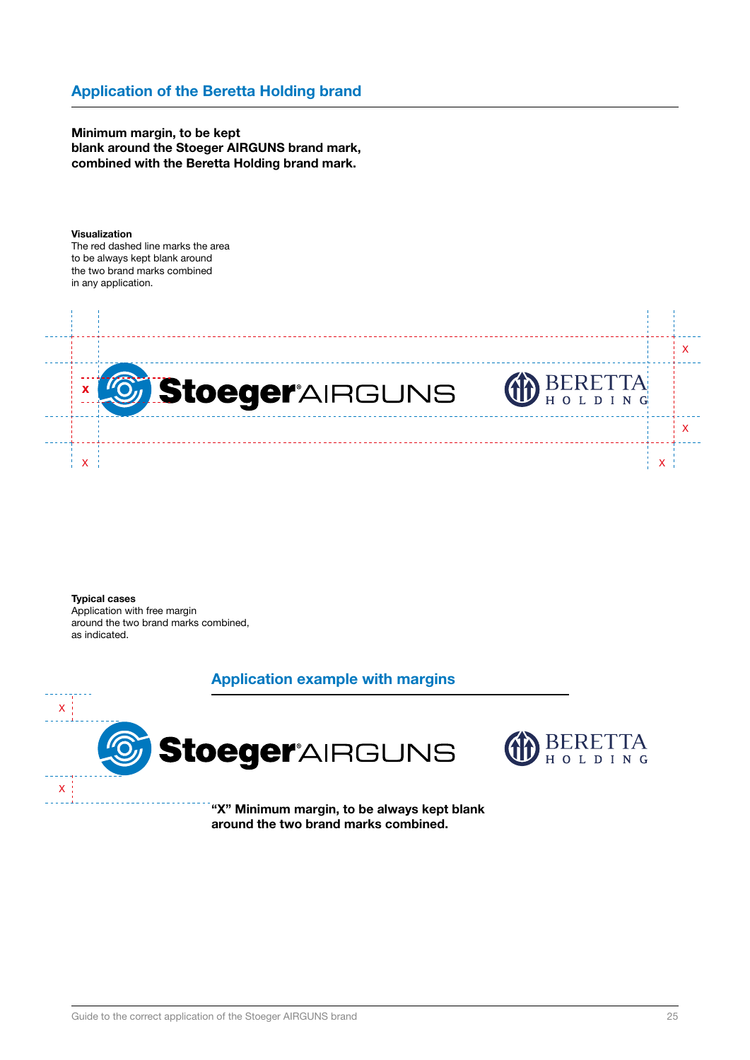## Application of the Beretta Holding brand

**Minimum margin, to be kept blank around the Stoeger AIRGUNS brand mark, combined with the Beretta Holding brand mark.**

**Visualization**
The red dashed line marks the area to be always kept blank around the two brand marks combined in any application.

**Typical cases**
Application with free margin around the two brand marks combined, as indicated.

### Application example with margins

**“X” Minimum margin, to be always kept blank around the two brand marks combined.**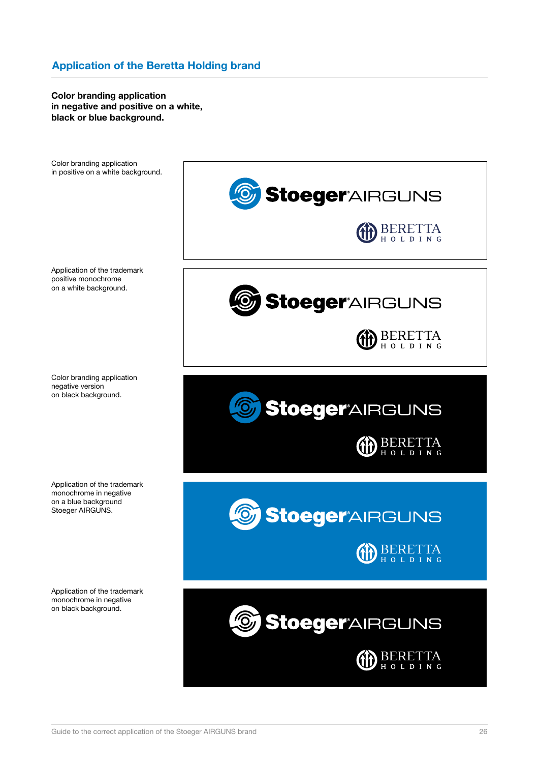## Application of the Beretta Holding brand

**Color branding application in negative and positive on a white, black or blue background.**

Color branding application in positive on a white background.

Application of the trademark positive monochrome on a white background.

Color branding application negative version on black background.

Application of the trademark monochrome in negative on a blue background Stoeger AIRGUNS.

Application of the trademark monochrome in negative on black background.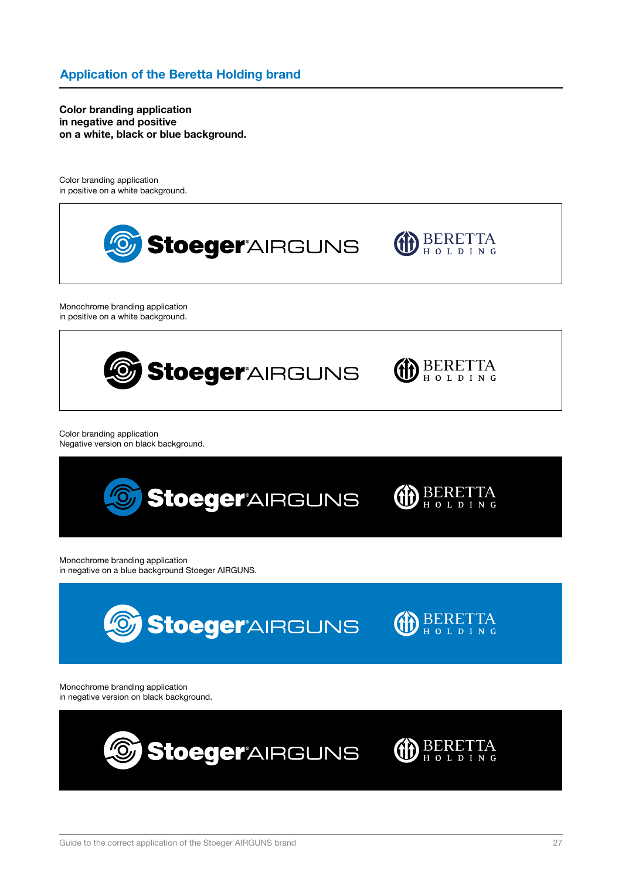## Application of the Beretta Holding brand

**Color branding application in negative and positive on a white, black or blue background.**

Color branding application
in positive on a white background.

Monochrome branding application
in positive on a white background.

Color branding application
Negative version on black background.

Monochrome branding application
in negative on a blue background Stoeger AIRGUNS.

Monochrome branding application
in negative version on black background.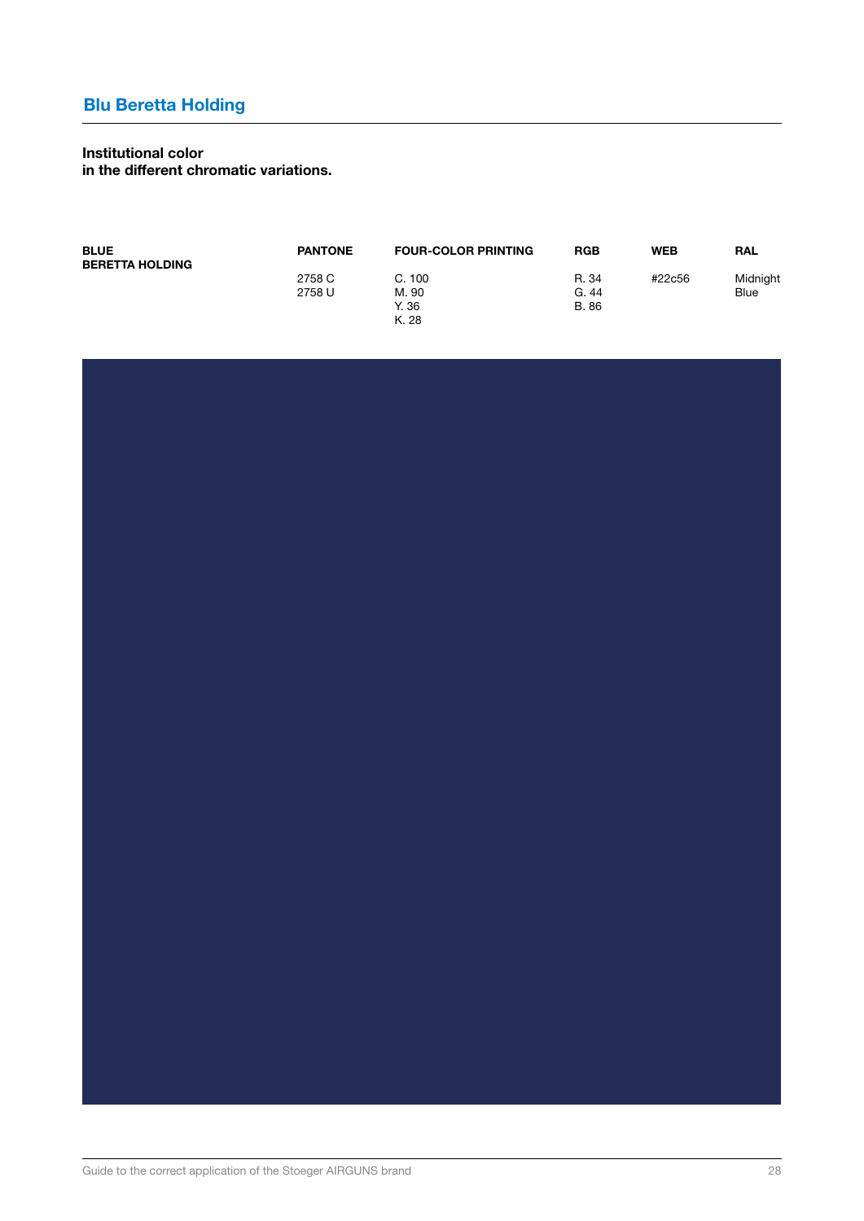## Blu Beretta Holding

**Institutional color**
**in the different chromatic variations.**

| BLUE BERETTA HOLDING | PANTONE | FOUR-COLOR PRINTING | RGB | WEB | RAL |
|---|---|---|---|---|---|
| | 2758 C<br>2758 U | C. 100<br>M. 90<br>Y. 36<br>K. 28 | R. 34<br>G. 44<br>B. 86 | #22c56 | Midnight Blue |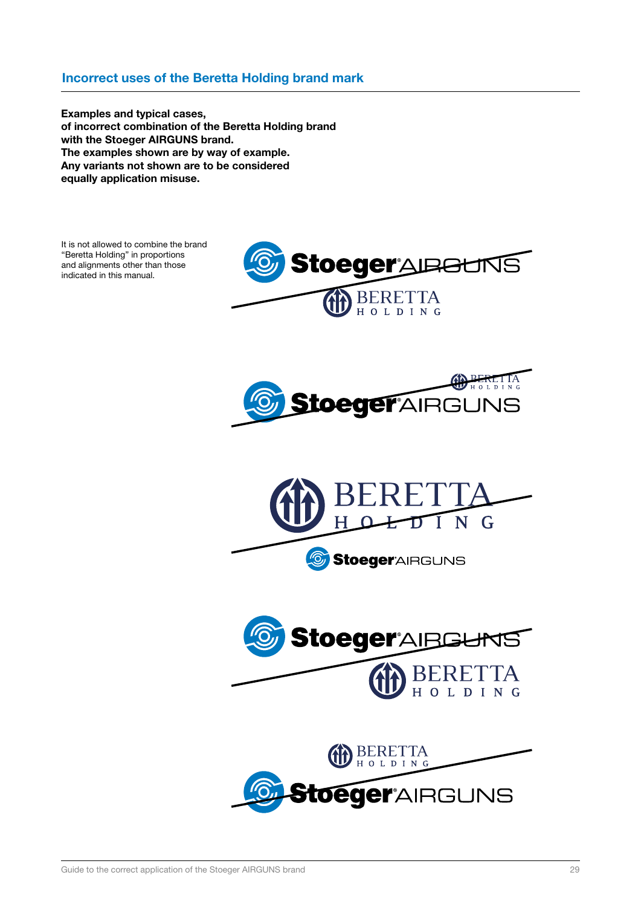## Incorrect uses of the Beretta Holding brand mark

**Examples and typical cases,**
**of incorrect combination of the Beretta Holding brand**
**with the Stoeger AIRGUNS brand.**
**The examples shown are by way of example.**
**Any variants not shown are to be considered**
**equally application misuse.**

It is not allowed to combine the brand "Beretta Holding" in proportions and alignments other than those indicated in this manual.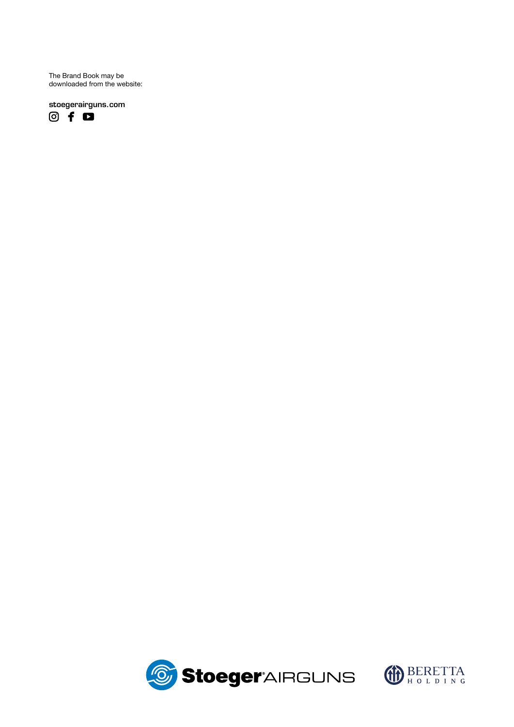The Brand Book may be
downloaded from the website:

**stoegerairguns.com**

Stoeger AIRGUNS

BERETTA HOLDING